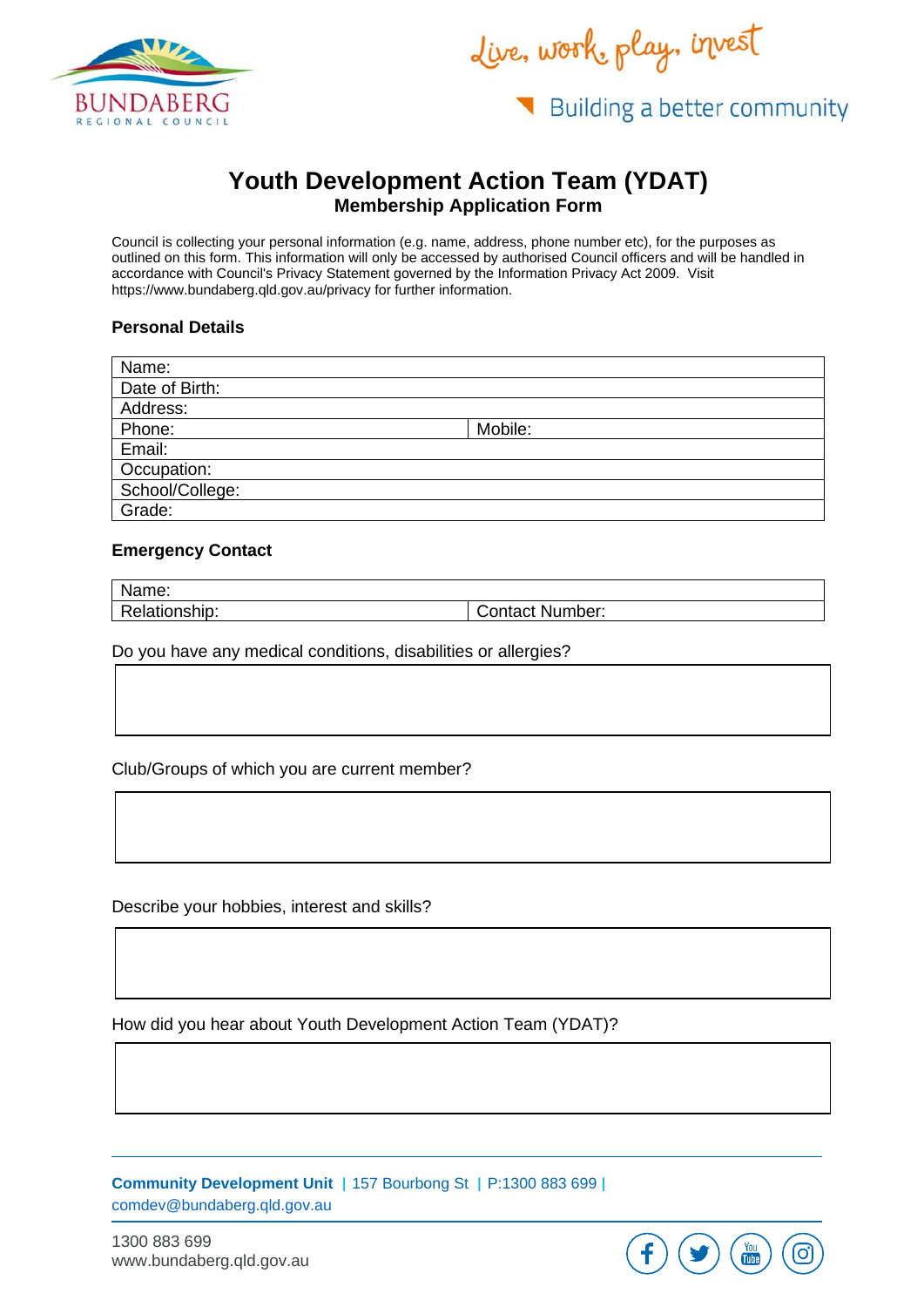BUNDABERG REGIONAL COUNCIL

Live, work, play, invest

Building a better community

# Youth Development Action Team (YDAT)

## Membership Application Form

Council is collecting your personal information (e.g. name, address, phone number etc), for the purposes as outlined on this form. This information will only be accessed by authorised Council officers and will be handled in accordance with Council's Privacy Statement governed by the Information Privacy Act 2009. Visit https://www.bundaberg.qld.gov.au/privacy for further information.

### Personal Details

| | |
|---|---|
| Name: | |
| Date of Birth: | |
| Address: | |
| Phone: | Mobile: |
| Email: | |
| Occupation: | |
| School/College: | |
| Grade: | |

### Emergency Contact

| | |
|---|---|
| Name: | |
| Relationship: | Contact Number: |

Do you have any medical conditions, disabilities or allergies?

Club/Groups of which you are current member?

Describe your hobbies, interest and skills?

How did you hear about Youth Development Action Team (YDAT)?

**Community Development Unit** | 157 Bourbong St | P:1300 883 699 | comdev@bundaberg.qld.gov.au

1300 883 699
www.bundaberg.qld.gov.au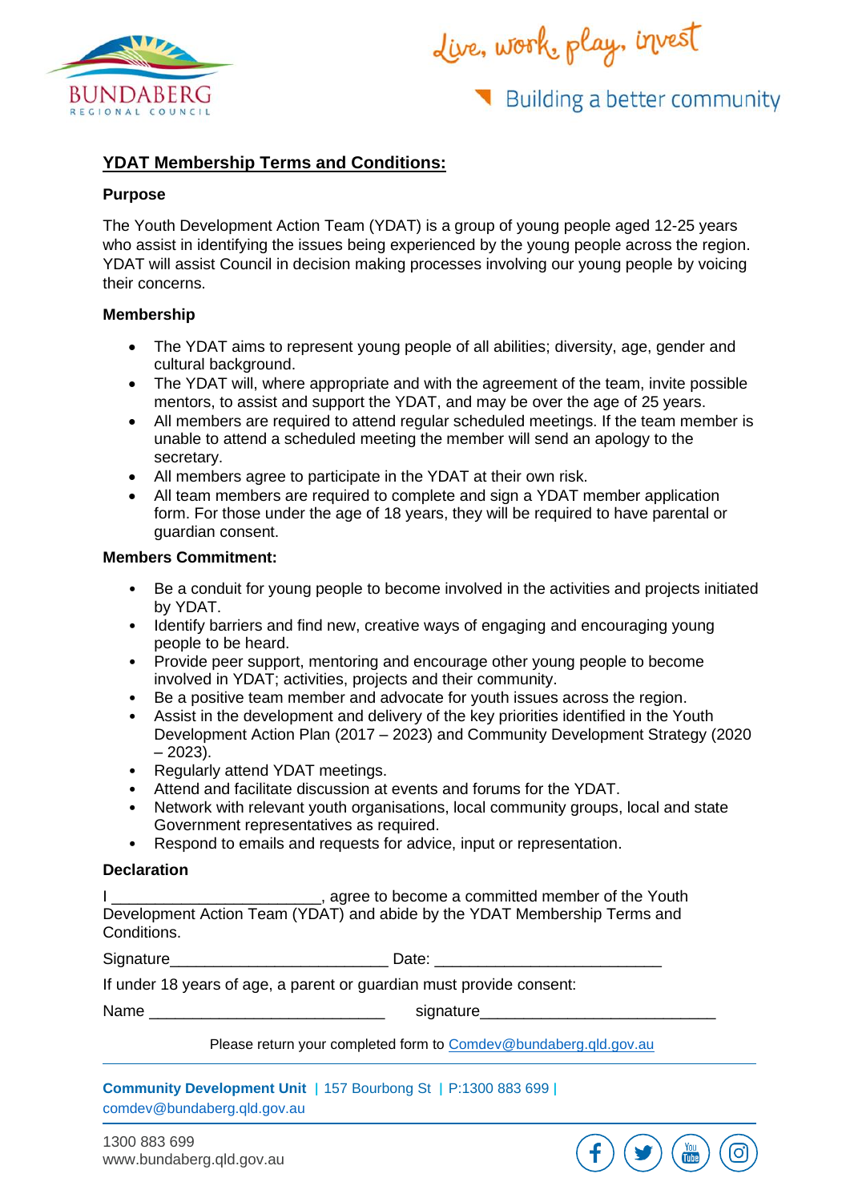## YDAT Membership Terms and Conditions:

**Purpose**

The Youth Development Action Team (YDAT) is a group of young people aged 12-25 years who assist in identifying the issues being experienced by the young people across the region. YDAT will assist Council in decision making processes involving our young people by voicing their concerns.

**Membership**

- The YDAT aims to represent young people of all abilities; diversity, age, gender and cultural background.
- The YDAT will, where appropriate and with the agreement of the team, invite possible mentors, to assist and support the YDAT, and may be over the age of 25 years.
- All members are required to attend regular scheduled meetings. If the team member is unable to attend a scheduled meeting the member will send an apology to the secretary.
- All members agree to participate in the YDAT at their own risk.
- All team members are required to complete and sign a YDAT member application form. For those under the age of 18 years, they will be required to have parental or guardian consent.

**Members Commitment:**

- Be a conduit for young people to become involved in the activities and projects initiated by YDAT.
- Identify barriers and find new, creative ways of engaging and encouraging young people to be heard.
- Provide peer support, mentoring and encourage other young people to become involved in YDAT; activities, projects and their community.
- Be a positive team member and advocate for youth issues across the region.
- Assist in the development and delivery of the key priorities identified in the Youth Development Action Plan (2017 – 2023) and Community Development Strategy (2020 – 2023).
- Regularly attend YDAT meetings.
- Attend and facilitate discussion at events and forums for the YDAT.
- Network with relevant youth organisations, local community groups, local and state Government representatives as required.
- Respond to emails and requests for advice, input or representation.

**Declaration**

I ________________________, agree to become a committed member of the Youth Development Action Team (YDAT) and abide by the YDAT Membership Terms and Conditions.

Signature_________________________ Date: __________________________

If under 18 years of age, a parent or guardian must provide consent:

Name ___________________________ signature___________________________

Please return your completed form to Comdev@bundaberg.qld.gov.au

**Community Development Unit** | 157 Bourbong St | P:1300 883 699 | comdev@bundaberg.qld.gov.au

1300 883 699
www.bundaberg.qld.gov.au